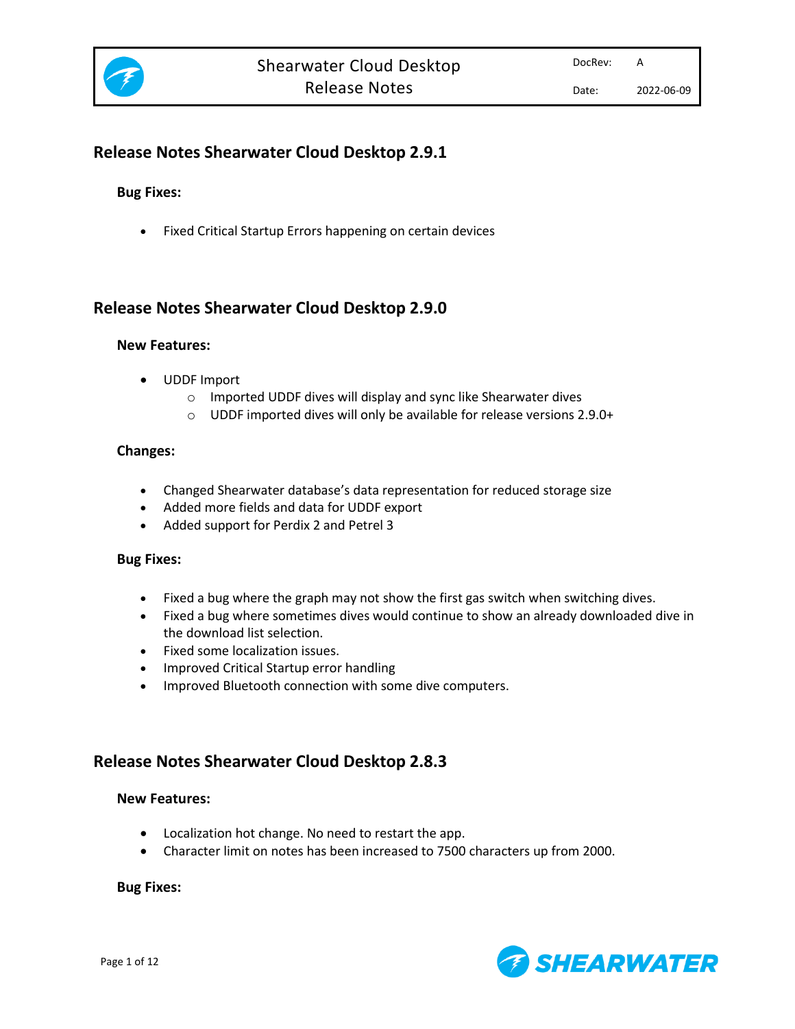# Shearwater Cloud Desktop Release Notes

| DocRev: | A |
| --- | --- |
| Date: | 2022-06-09 |

## Release Notes Shearwater Cloud Desktop 2.9.1

### Bug Fixes:

- Fixed Critical Startup Errors happening on certain devices

## Release Notes Shearwater Cloud Desktop 2.9.0

### New Features:

- UDDF Import
  - Imported UDDF dives will display and sync like Shearwater dives
  - UDDF imported dives will only be available for release versions 2.9.0+

### Changes:

- Changed Shearwater database's data representation for reduced storage size
- Added more fields and data for UDDF export
- Added support for Perdix 2 and Petrel 3

### Bug Fixes:

- Fixed a bug where the graph may not show the first gas switch when switching dives.
- Fixed a bug where sometimes dives would continue to show an already downloaded dive in the download list selection.
- Fixed some localization issues.
- Improved Critical Startup error handling
- Improved Bluetooth connection with some dive computers.

## Release Notes Shearwater Cloud Desktop 2.8.3

### New Features:

- Localization hot change. No need to restart the app.
- Character limit on notes has been increased to 7500 characters up from 2000.

### Bug Fixes: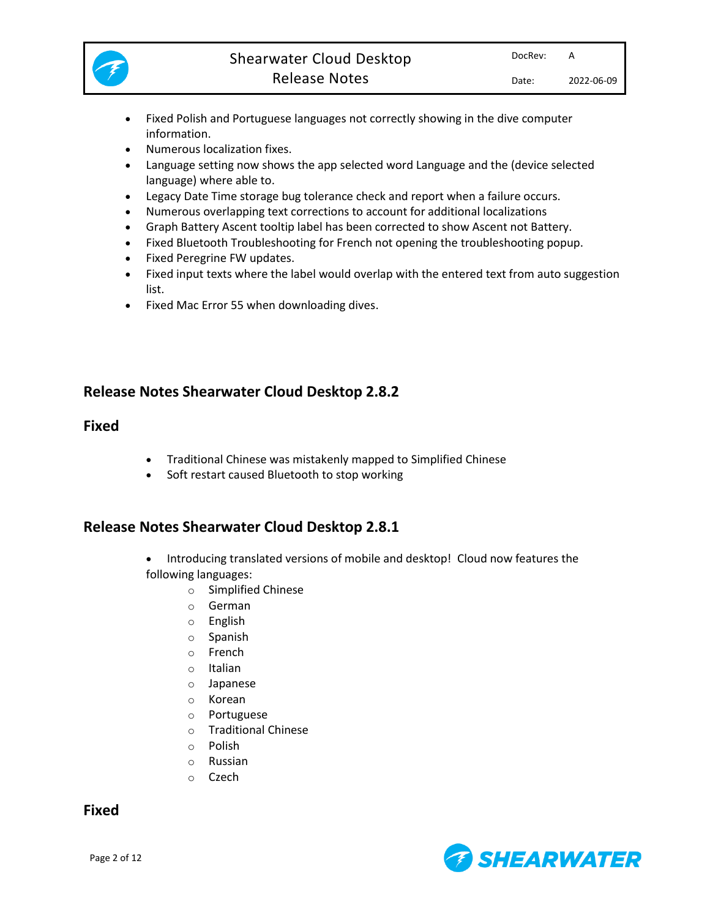- Fixed Polish and Portuguese languages not correctly showing in the dive computer information.
- Numerous localization fixes.
- Language setting now shows the app selected word Language and the (device selected language) where able to.
- Legacy Date Time storage bug tolerance check and report when a failure occurs.
- Numerous overlapping text corrections to account for additional localizations
- Graph Battery Ascent tooltip label has been corrected to show Ascent not Battery.
- Fixed Bluetooth Troubleshooting for French not opening the troubleshooting popup.
- Fixed Peregrine FW updates.
- Fixed input texts where the label would overlap with the entered text from auto suggestion list.
- Fixed Mac Error 55 when downloading dives.

## Release Notes Shearwater Cloud Desktop 2.8.2

## Fixed

- Traditional Chinese was mistakenly mapped to Simplified Chinese
- Soft restart caused Bluetooth to stop working

## Release Notes Shearwater Cloud Desktop 2.8.1

- Introducing translated versions of mobile and desktop! Cloud now features the following languages:
  - Simplified Chinese
  - German
  - English
  - Spanish
  - French
  - Italian
  - Japanese
  - Korean
  - Portuguese
  - Traditional Chinese
  - Polish
  - Russian
  - Czech

## Fixed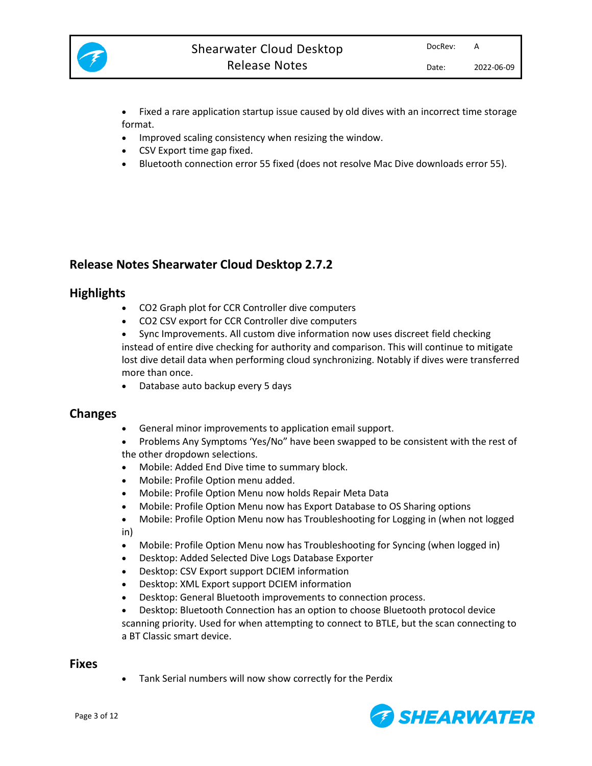- Fixed a rare application startup issue caused by old dives with an incorrect time storage format.
- Improved scaling consistency when resizing the window.
- CSV Export time gap fixed.
- Bluetooth connection error 55 fixed (does not resolve Mac Dive downloads error 55).

## Release Notes Shearwater Cloud Desktop 2.7.2

### Highlights

- $CO_2$ Graph plot for CCR Controller dive computers
- $CO_2$ CSV export for CCR Controller dive computers
- Sync Improvements. All custom dive information now uses discreet field checking instead of entire dive checking for authority and comparison. This will continue to mitigate lost dive detail data when performing cloud synchronizing. Notably if dives were transferred more than once.
- Database auto backup every 5 days

### Changes

- General minor improvements to application email support.
- Problems Any Symptoms 'Yes/No" have been swapped to be consistent with the rest of the other dropdown selections.
- Mobile: Added End Dive time to summary block.
- Mobile: Profile Option menu added.
- Mobile: Profile Option Menu now holds Repair Meta Data
- Mobile: Profile Option Menu now has Export Database to OS Sharing options
- Mobile: Profile Option Menu now has Troubleshooting for Logging in (when not logged in)
- Mobile: Profile Option Menu now has Troubleshooting for Syncing (when logged in)
- Desktop: Added Selected Dive Logs Database Exporter
- Desktop: CSV Export support DCIEM information
- Desktop: XML Export support DCIEM information
- Desktop: General Bluetooth improvements to connection process.
- Desktop: Bluetooth Connection has an option to choose Bluetooth protocol device scanning priority. Used for when attempting to connect to BTLE, but the scan connecting to a BT Classic smart device.

### Fixes

- Tank Serial numbers will now show correctly for the Perdix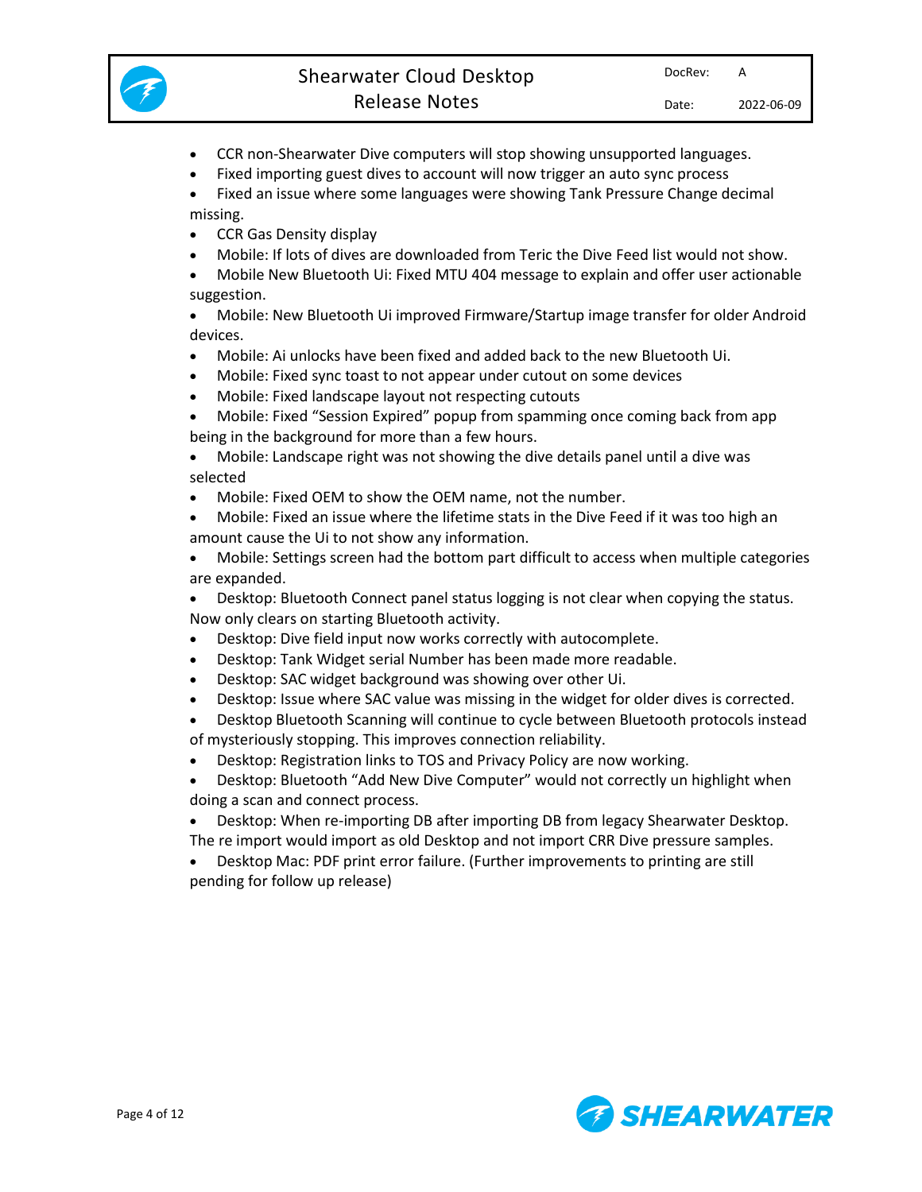- CCR non-Shearwater Dive computers will stop showing unsupported languages.
- Fixed importing guest dives to account will now trigger an auto sync process
- Fixed an issue where some languages were showing Tank Pressure Change decimal missing.
- CCR Gas Density display
- Mobile: If lots of dives are downloaded from Teric the Dive Feed list would not show.
- Mobile New Bluetooth Ui: Fixed MTU 404 message to explain and offer user actionable suggestion.
- Mobile: New Bluetooth Ui improved Firmware/Startup image transfer for older Android devices.
- Mobile: Ai unlocks have been fixed and added back to the new Bluetooth Ui.
- Mobile: Fixed sync toast to not appear under cutout on some devices
- Mobile: Fixed landscape layout not respecting cutouts
- Mobile: Fixed "Session Expired" popup from spamming once coming back from app being in the background for more than a few hours.
- Mobile: Landscape right was not showing the dive details panel until a dive was selected
- Mobile: Fixed OEM to show the OEM name, not the number.
- Mobile: Fixed an issue where the lifetime stats in the Dive Feed if it was too high an amount cause the Ui to not show any information.
- Mobile: Settings screen had the bottom part difficult to access when multiple categories are expanded.
- Desktop: Bluetooth Connect panel status logging is not clear when copying the status. Now only clears on starting Bluetooth activity.
- Desktop: Dive field input now works correctly with autocomplete.
- Desktop: Tank Widget serial Number has been made more readable.
- Desktop: SAC widget background was showing over other Ui.
- Desktop: Issue where SAC value was missing in the widget for older dives is corrected.
- Desktop Bluetooth Scanning will continue to cycle between Bluetooth protocols instead of mysteriously stopping. This improves connection reliability.
- Desktop: Registration links to TOS and Privacy Policy are now working.
- Desktop: Bluetooth "Add New Dive Computer" would not correctly un highlight when doing a scan and connect process.
- Desktop: When re-importing DB after importing DB from legacy Shearwater Desktop. The re import would import as old Desktop and not import CRR Dive pressure samples.
- Desktop Mac: PDF print error failure. (Further improvements to printing are still pending for follow up release)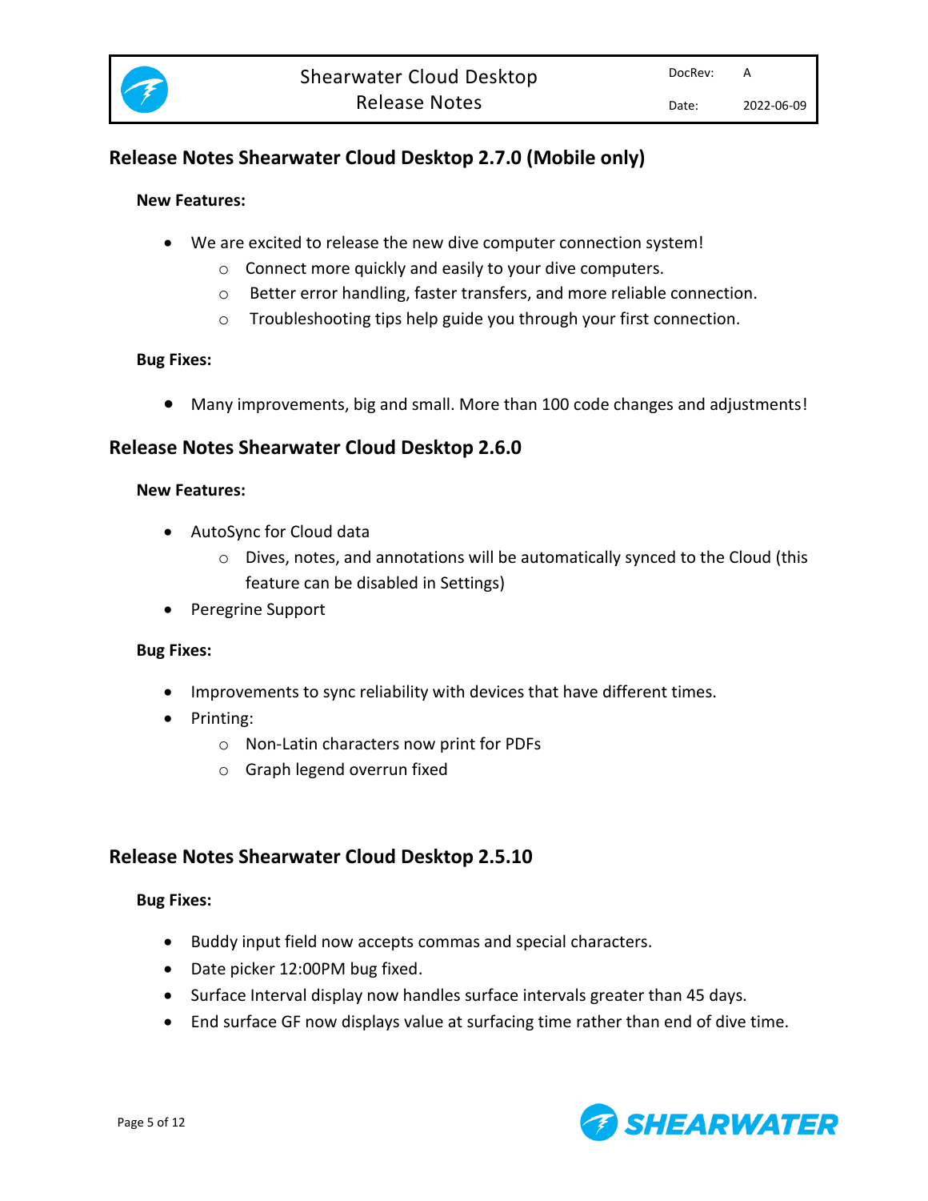## Release Notes Shearwater Cloud Desktop 2.7.0 (Mobile only)

**New Features:**

- We are excited to release the new dive computer connection system!
  - Connect more quickly and easily to your dive computers.
  - Better error handling, faster transfers, and more reliable connection.
  - Troubleshooting tips help guide you through your first connection.

**Bug Fixes:**

- Many improvements, big and small. More than 100 code changes and adjustments!

## Release Notes Shearwater Cloud Desktop 2.6.0

**New Features:**

- AutoSync for Cloud data
  - Dives, notes, and annotations will be automatically synced to the Cloud (this feature can be disabled in Settings)
- Peregrine Support

**Bug Fixes:**

- Improvements to sync reliability with devices that have different times.
- Printing:
  - Non-Latin characters now print for PDFs
  - Graph legend overrun fixed

## Release Notes Shearwater Cloud Desktop 2.5.10

**Bug Fixes:**

- Buddy input field now accepts commas and special characters.
- Date picker 12:00PM bug fixed.
- Surface Interval display now handles surface intervals greater than 45 days.
- End surface GF now displays value at surfacing time rather than end of dive time.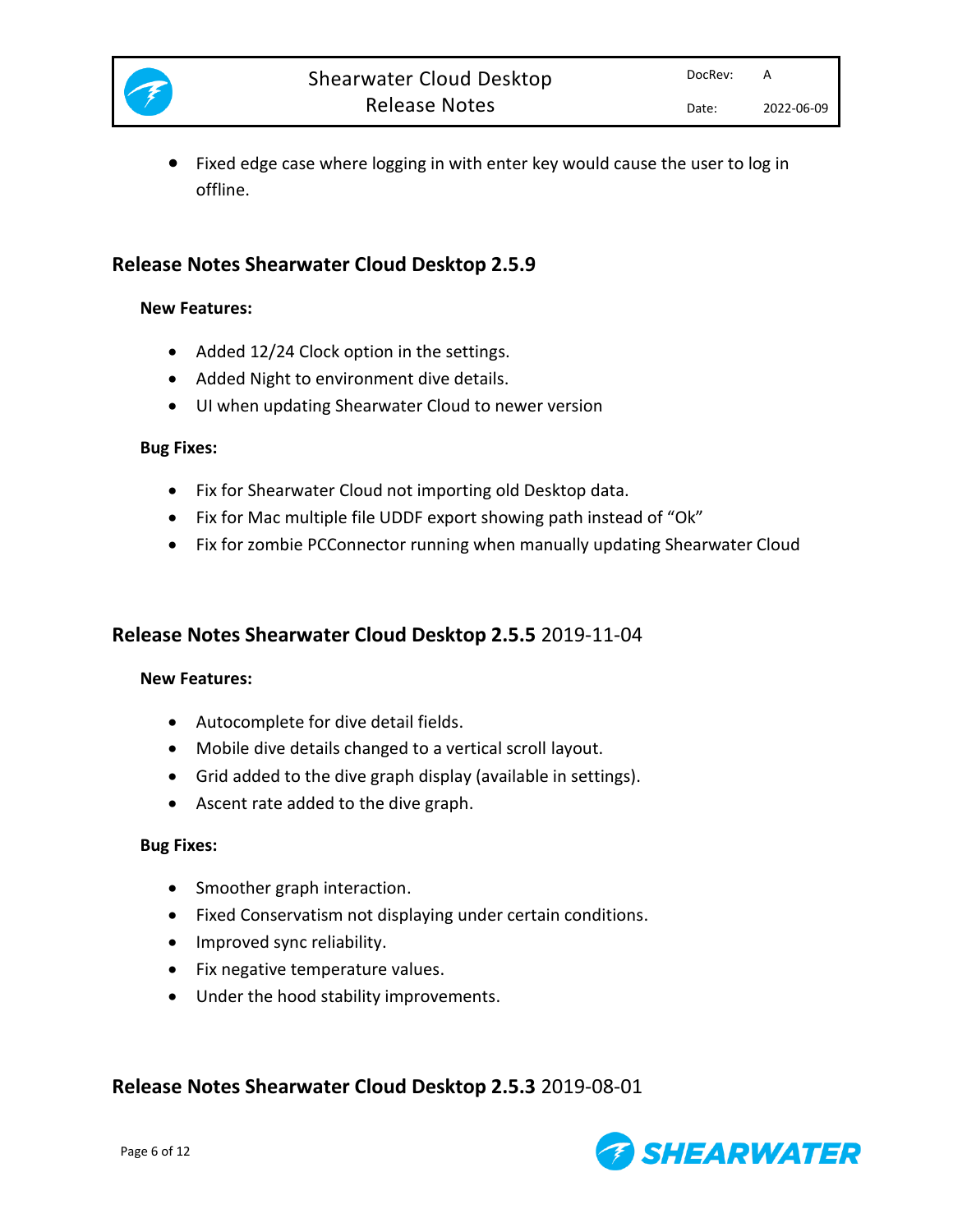- Fixed edge case where logging in with enter key would cause the user to log in offline.

## Release Notes Shearwater Cloud Desktop 2.5.9

**New Features:**

- Added 12/24 Clock option in the settings.
- Added Night to environment dive details.
- UI when updating Shearwater Cloud to newer version

**Bug Fixes:**

- Fix for Shearwater Cloud not importing old Desktop data.
- Fix for Mac multiple file UDDF export showing path instead of "Ok"
- Fix for zombie PCConnector running when manually updating Shearwater Cloud

## Release Notes Shearwater Cloud Desktop 2.5.5 2019-11-04

**New Features:**

- Autocomplete for dive detail fields.
- Mobile dive details changed to a vertical scroll layout.
- Grid added to the dive graph display (available in settings).
- Ascent rate added to the dive graph.

**Bug Fixes:**

- Smoother graph interaction.
- Fixed Conservatism not displaying under certain conditions.
- Improved sync reliability.
- Fix negative temperature values.
- Under the hood stability improvements.

## Release Notes Shearwater Cloud Desktop 2.5.3 2019-08-01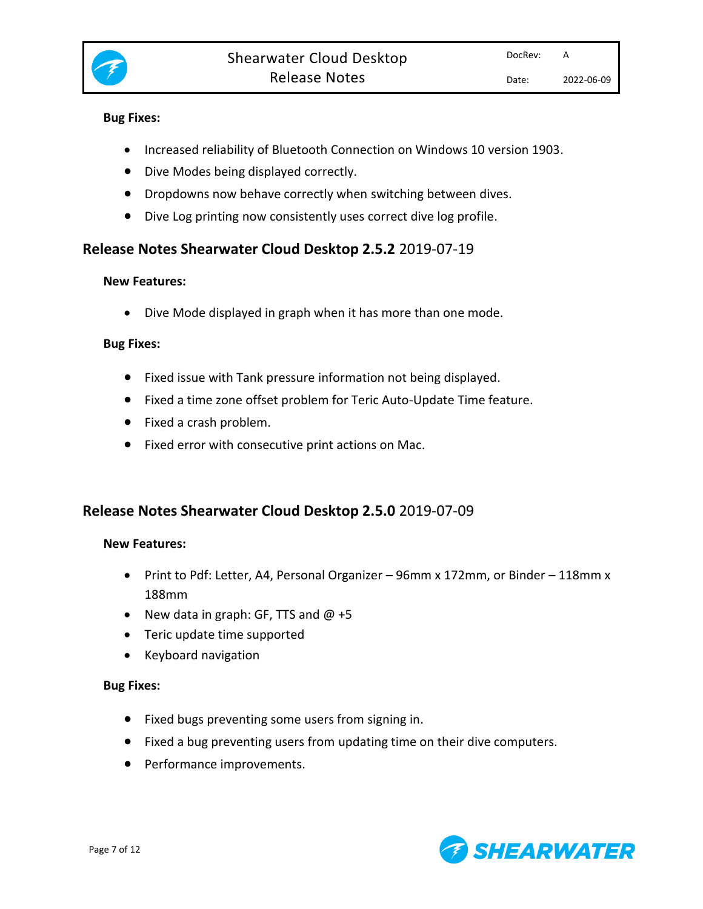**Bug Fixes:**

- Increased reliability of Bluetooth Connection on Windows 10 version 1903.
- Dive Modes being displayed correctly.
- Dropdowns now behave correctly when switching between dives.
- Dive Log printing now consistently uses correct dive log profile.

## **Release Notes Shearwater Cloud Desktop 2.5.2** 2019-07-19

**New Features:**

- Dive Mode displayed in graph when it has more than one mode.

**Bug Fixes:**

- Fixed issue with Tank pressure information not being displayed.
- Fixed a time zone offset problem for Teric Auto-Update Time feature.
- Fixed a crash problem.
- Fixed error with consecutive print actions on Mac.

## **Release Notes Shearwater Cloud Desktop 2.5.0** 2019-07-09

**New Features:**

- Print to Pdf: Letter, A4, Personal Organizer – 96mm x 172mm, or Binder – 118mm x 188mm
- New data in graph: GF, TTS and @ +5
- Teric update time supported
- Keyboard navigation

**Bug Fixes:**

- Fixed bugs preventing some users from signing in.
- Fixed a bug preventing users from updating time on their dive computers.
- Performance improvements.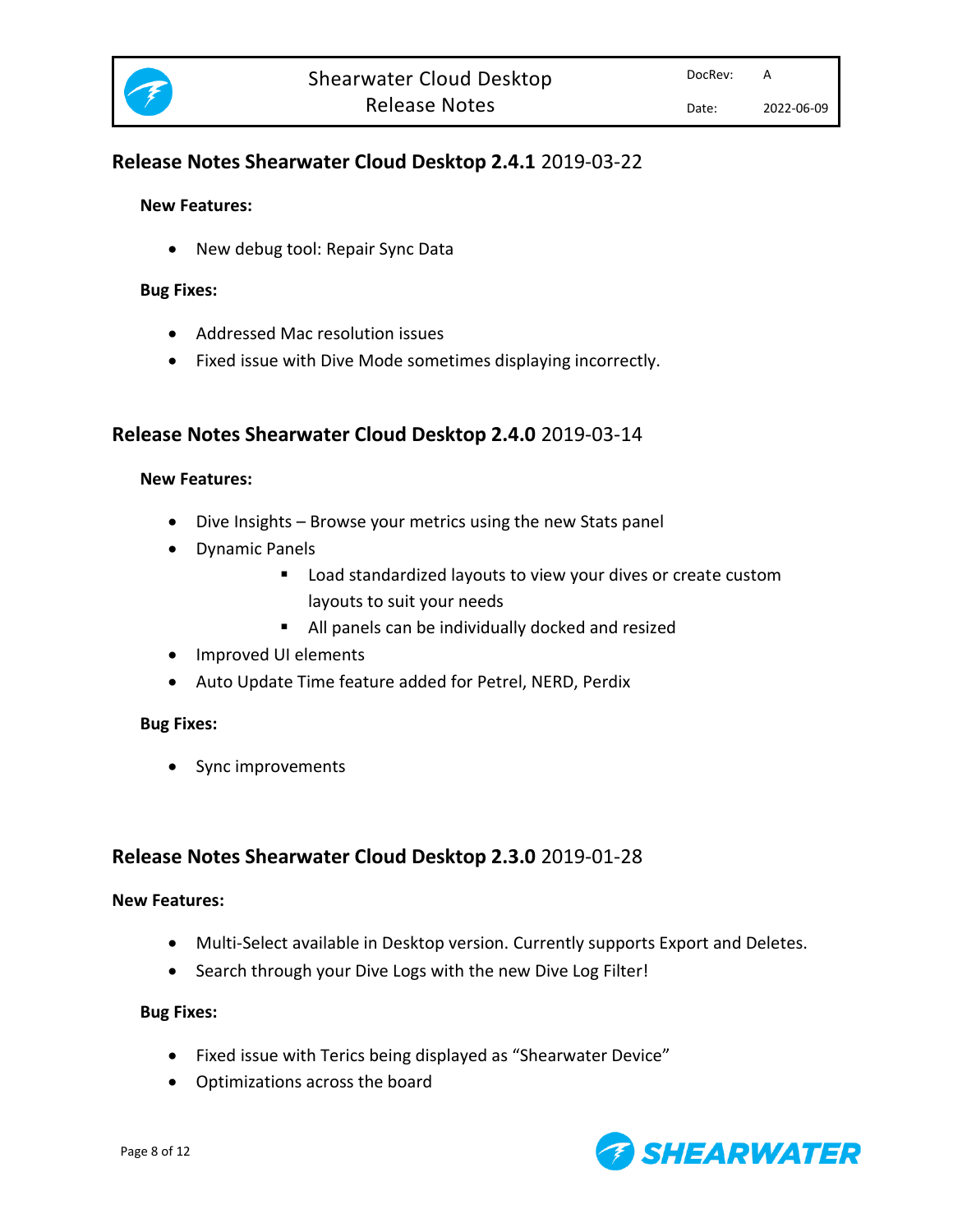## **Release Notes Shearwater Cloud Desktop 2.4.1** 2019-03-22

**New Features:**

- New debug tool: Repair Sync Data

**Bug Fixes:**

- Addressed Mac resolution issues
- Fixed issue with Dive Mode sometimes displaying incorrectly.

## **Release Notes Shearwater Cloud Desktop 2.4.0** 2019-03-14

**New Features:**

- Dive Insights – Browse your metrics using the new Stats panel
- Dynamic Panels
    - Load standardized layouts to view your dives or create custom layouts to suit your needs
    - All panels can be individually docked and resized
- Improved UI elements
- Auto Update Time feature added for Petrel, NERD, Perdix

**Bug Fixes:**

- Sync improvements

## **Release Notes Shearwater Cloud Desktop 2.3.0** 2019-01-28

**New Features:**

- Multi-Select available in Desktop version. Currently supports Export and Deletes.
- Search through your Dive Logs with the new Dive Log Filter!

**Bug Fixes:**

- Fixed issue with Terics being displayed as “Shearwater Device”
- Optimizations across the board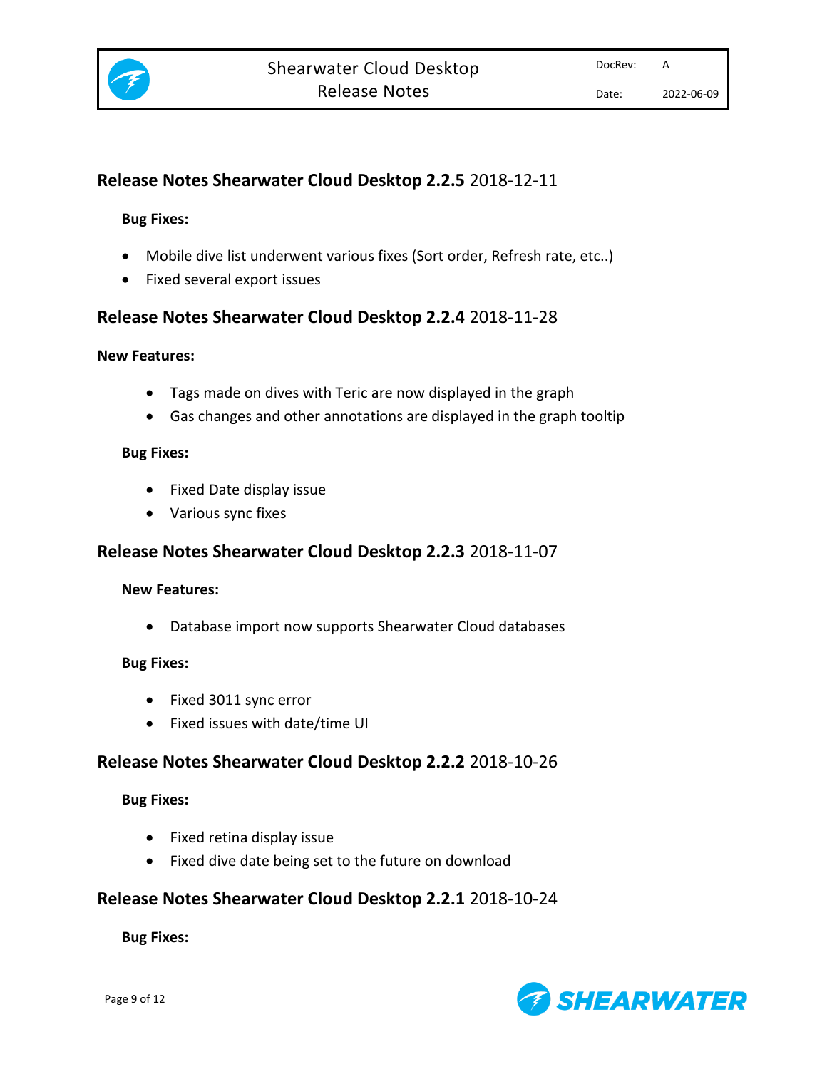## **Release Notes Shearwater Cloud Desktop 2.2.5** 2018-12-11

**Bug Fixes:**

- Mobile dive list underwent various fixes (Sort order, Refresh rate, etc..)
- Fixed several export issues

## **Release Notes Shearwater Cloud Desktop 2.2.4** 2018-11-28

**New Features:**

- Tags made on dives with Teric are now displayed in the graph
- Gas changes and other annotations are displayed in the graph tooltip

**Bug Fixes:**

- Fixed Date display issue
- Various sync fixes

## **Release Notes Shearwater Cloud Desktop 2.2.3** 2018-11-07

**New Features:**

- Database import now supports Shearwater Cloud databases

**Bug Fixes:**

- Fixed 3011 sync error
- Fixed issues with date/time UI

## **Release Notes Shearwater Cloud Desktop 2.2.2** 2018-10-26

**Bug Fixes:**

- Fixed retina display issue
- Fixed dive date being set to the future on download

## **Release Notes Shearwater Cloud Desktop 2.2.1** 2018-10-24

**Bug Fixes:**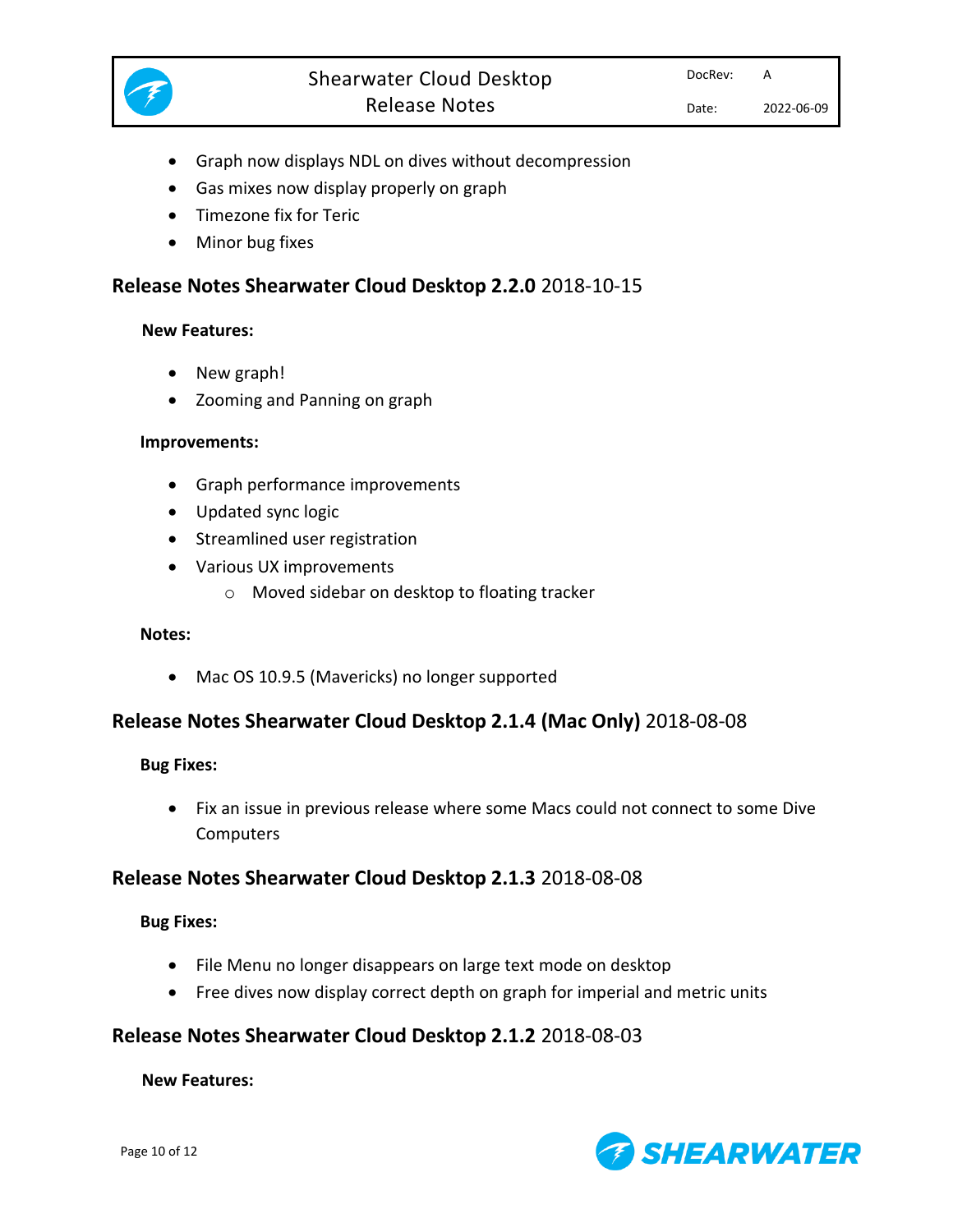- Graph now displays NDL on dives without decompression
- Gas mixes now display properly on graph
- Timezone fix for Teric
- Minor bug fixes

## **Release Notes Shearwater Cloud Desktop 2.2.0** 2018-10-15

**New Features:**

- New graph!
- Zooming and Panning on graph

**Improvements:**

- Graph performance improvements
- Updated sync logic
- Streamlined user registration
- Various UX improvements
  - Moved sidebar on desktop to floating tracker

**Notes:**

- Mac OS 10.9.5 (Mavericks) no longer supported

## **Release Notes Shearwater Cloud Desktop 2.1.4 (Mac Only)** 2018-08-08

**Bug Fixes:**

- Fix an issue in previous release where some Macs could not connect to some Dive Computers

## **Release Notes Shearwater Cloud Desktop 2.1.3** 2018-08-08

**Bug Fixes:**

- File Menu no longer disappears on large text mode on desktop
- Free dives now display correct depth on graph for imperial and metric units

## **Release Notes Shearwater Cloud Desktop 2.1.2** 2018-08-03

**New Features:**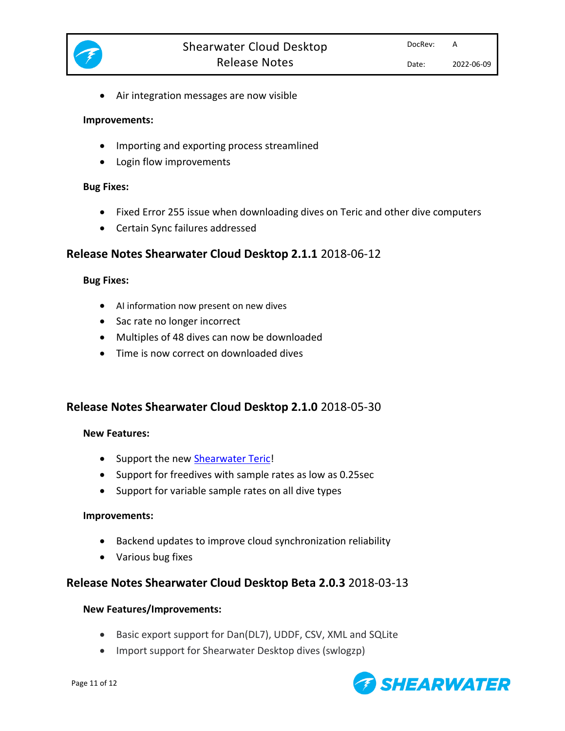- Air integration messages are now visible

**Improvements:**

- Importing and exporting process streamlined
- Login flow improvements

**Bug Fixes:**

- Fixed Error 255 issue when downloading dives on Teric and other dive computers
- Certain Sync failures addressed

## **Release Notes Shearwater Cloud Desktop 2.1.1** 2018-06-12

**Bug Fixes:**

- AI information now present on new dives
- Sac rate no longer incorrect
- Multiples of 48 dives can now be downloaded
- Time is now correct on downloaded dives

## **Release Notes Shearwater Cloud Desktop 2.1.0** 2018-05-30

**New Features:**

- Support the new Shearwater Teric!
- Support for freedives with sample rates as low as 0.25sec
- Support for variable sample rates on all dive types

**Improvements:**

- Backend updates to improve cloud synchronization reliability
- Various bug fixes

## **Release Notes Shearwater Cloud Desktop Beta 2.0.3** 2018-03-13

**New Features/Improvements:**

- Basic export support for Dan(DL7), UDDF, CSV, XML and SQLite
- Import support for Shearwater Desktop dives (swlogzp)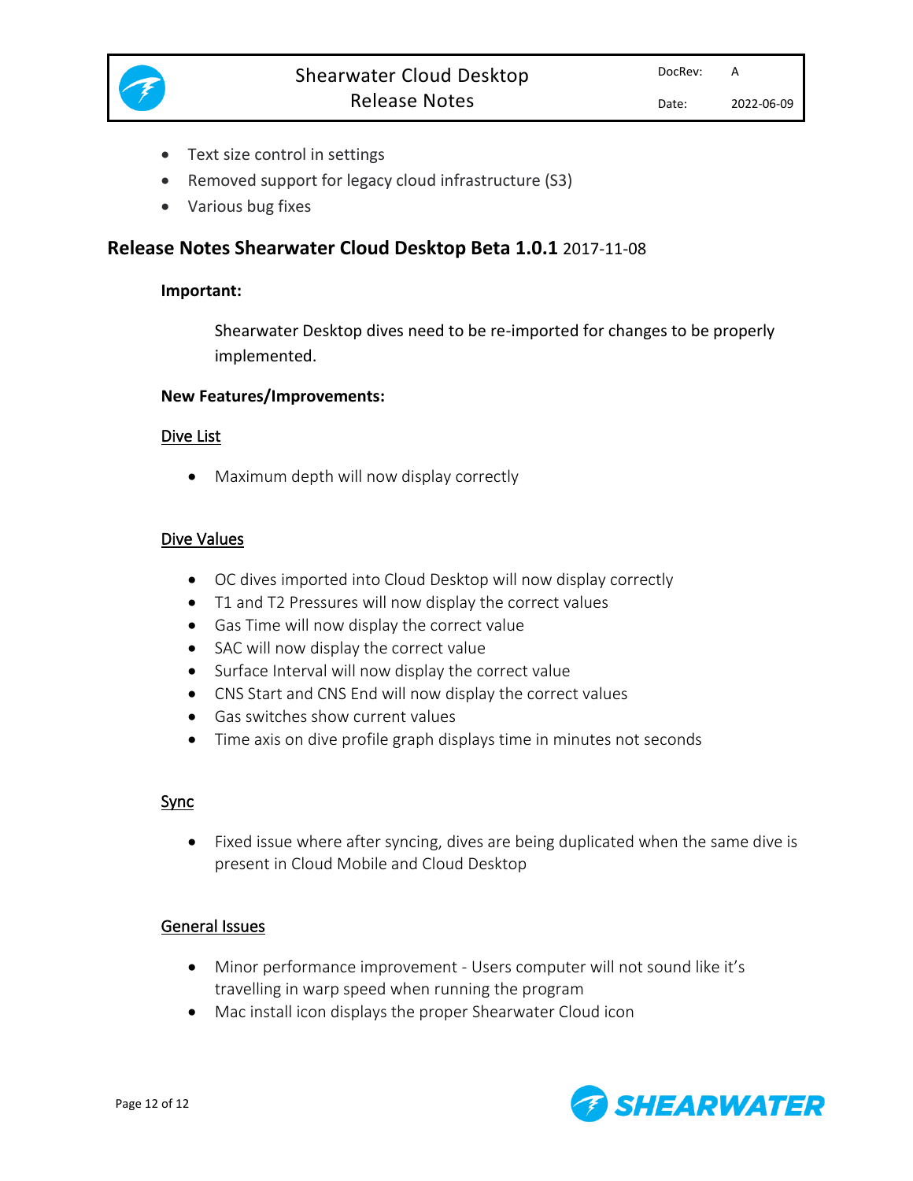- Text size control in settings
- Removed support for legacy cloud infrastructure (S3)
- Various bug fixes

## Release Notes Shearwater Cloud Desktop Beta 1.0.1 2017-11-08

**Important:**

Shearwater Desktop dives need to be re-imported for changes to be properly implemented.

**New Features/Improvements:**

<u>Dive List</u>

- Maximum depth will now display correctly

<u>Dive Values</u>

- OC dives imported into Cloud Desktop will now display correctly
- T1 and T2 Pressures will now display the correct values
- Gas Time will now display the correct value
- SAC will now display the correct value
- Surface Interval will now display the correct value
- CNS Start and CNS End will now display the correct values
- Gas switches show current values
- Time axis on dive profile graph displays time in minutes not seconds

<u>Sync</u>

- Fixed issue where after syncing, dives are being duplicated when the same dive is present in Cloud Mobile and Cloud Desktop

<u>General Issues</u>

- Minor performance improvement - Users computer will not sound like it's travelling in warp speed when running the program
- Mac install icon displays the proper Shearwater Cloud icon